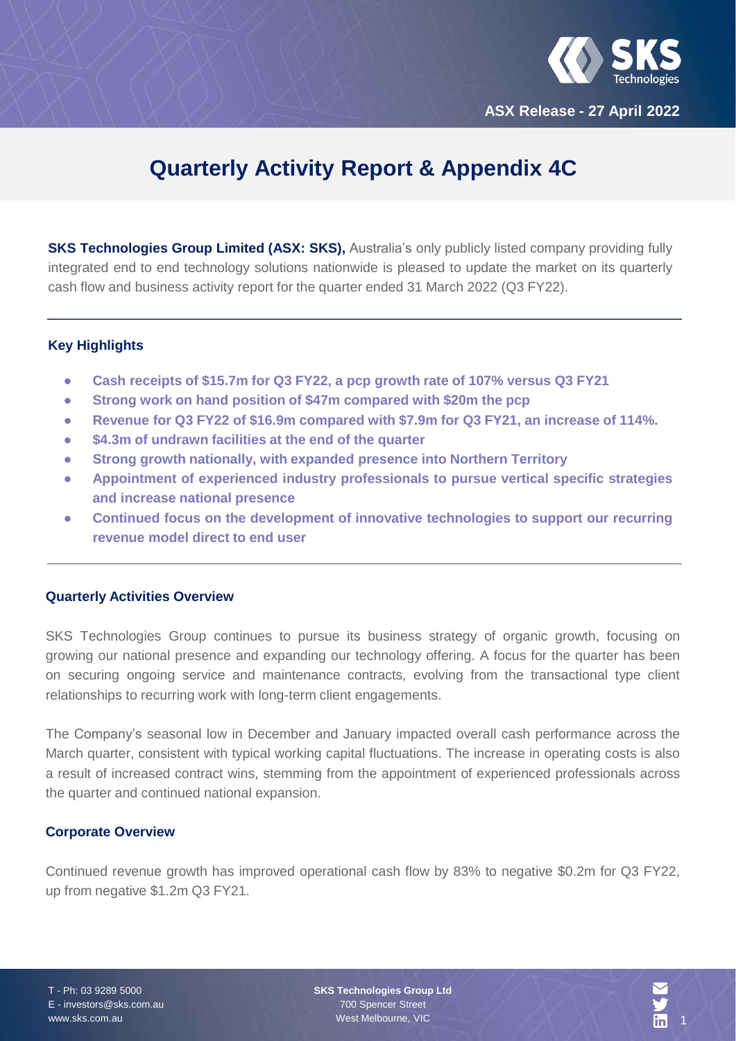ASX Release - 27 April 2022

# Quarterly Activity Report & Appendix 4C

**SKS Technologies Group Limited (ASX: SKS),** Australia's only publicly listed company providing fully integrated end to end technology solutions nationwide is pleased to update the market on its quarterly cash flow and business activity report for the quarter ended 31 March 2022 (Q3 FY22).

---

### Key Highlights

- **Cash receipts of $15.7m for Q3 FY22, a pcp growth rate of 107% versus Q3 FY21**
- **Strong work on hand position of $47m compared with $20m the pcp**
- **Revenue for Q3 FY22 of $16.9m compared with $7.9m for Q3 FY21, an increase of 114%.**
- **$4.3m of undrawn facilities at the end of the quarter**
- **Strong growth nationally, with expanded presence into Northern Territory**
- **Appointment of experienced industry professionals to pursue vertical specific strategies and increase national presence**
- **Continued focus on the development of innovative technologies to support our recurring revenue model direct to end user**

---

### Quarterly Activities Overview

SKS Technologies Group continues to pursue its business strategy of organic growth, focusing on growing our national presence and expanding our technology offering. A focus for the quarter has been on securing ongoing service and maintenance contracts, evolving from the transactional type client relationships to recurring work with long-term client engagements.

The Company's seasonal low in December and January impacted overall cash performance across the March quarter, consistent with typical working capital fluctuations. The increase in operating costs is also a result of increased contract wins, stemming from the appointment of experienced professionals across the quarter and continued national expansion.

### Corporate Overview

Continued revenue growth has improved operational cash flow by 83% to negative $0.2m for Q3 FY22, up from negative $1.2m Q3 FY21.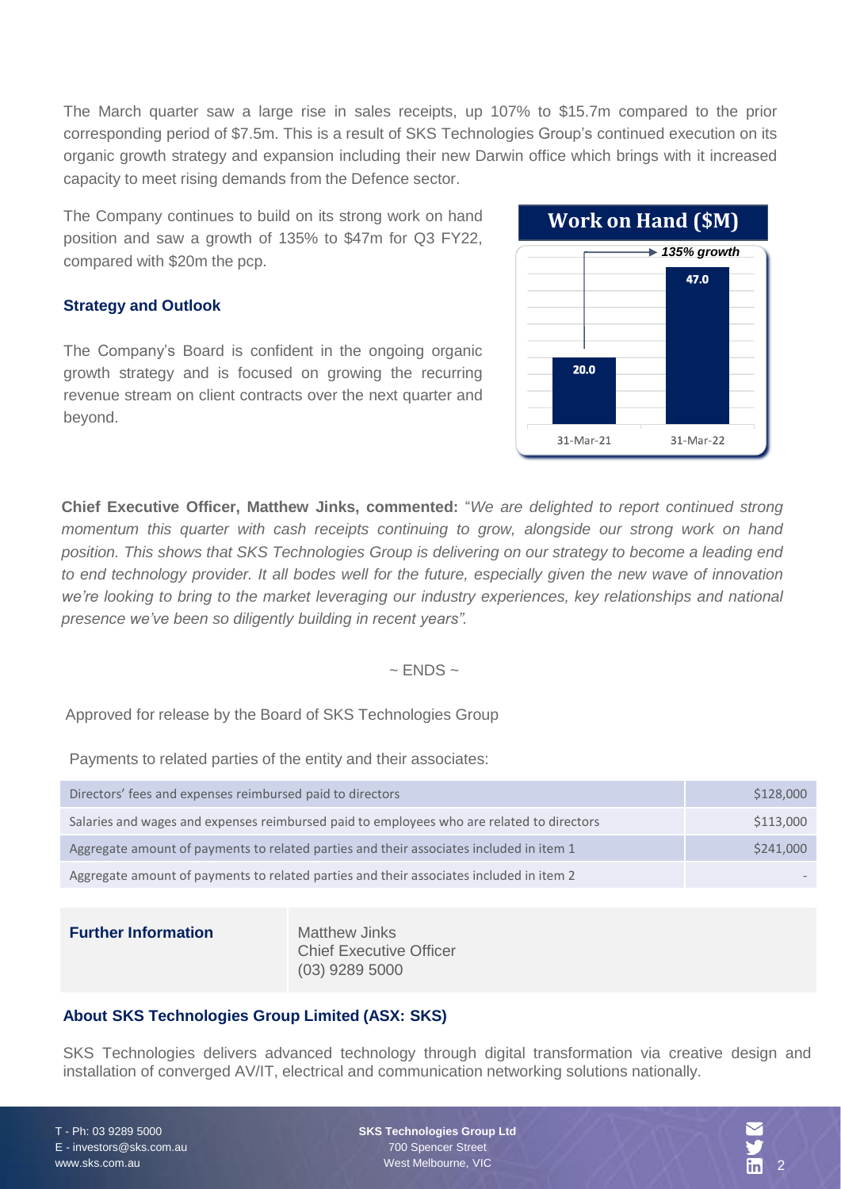The March quarter saw a large rise in sales receipts, up 107% to $15.7m compared to the prior corresponding period of $7.5m. This is a result of SKS Technologies Group's continued execution on its organic growth strategy and expansion including their new Darwin office which brings with it increased capacity to meet rising demands from the Defence sector.

The Company continues to build on its strong work on hand position and saw a growth of 135% to $47m for Q3 FY22, compared with $20m the pcp.

**Work on Hand ($M)**

| | 31-Mar-21 | 31-Mar-22 |
|---|---|---|
| Work on Hand ($M) | 20.0 | 47.0 |

*135% growth*

### Strategy and Outlook

The Company's Board is confident in the ongoing organic growth strategy and is focused on growing the recurring revenue stream on client contracts over the next quarter and beyond.

**Chief Executive Officer, Matthew Jinks, commented:** "*We are delighted to report continued strong momentum this quarter with cash receipts continuing to grow, alongside our strong work on hand position. This shows that SKS Technologies Group is delivering on our strategy to become a leading end to end technology provider. It all bodes well for the future, especially given the new wave of innovation we're looking to bring to the market leveraging our industry experiences, key relationships and national presence we've been so diligently building in recent years".*

~ ENDS ~

Approved for release by the Board of SKS Technologies Group

Payments to related parties of the entity and their associates:

| | |
|---|---|
| Directors' fees and expenses reimbursed paid to directors | $128,000 |
| Salaries and wages and expenses reimbursed paid to employees who are related to directors | $113,000 |
| Aggregate amount of payments to related parties and their associates included in item 1 | $241,000 |
| Aggregate amount of payments to related parties and their associates included in item 2 | - |

| | |
|---|---|
| **Further Information** | Matthew Jinks<br>Chief Executive Officer<br>(03) 9289 5000 |

### About SKS Technologies Group Limited (ASX: SKS)

SKS Technologies delivers advanced technology through digital transformation via creative design and installation of converged AV/IT, electrical and communication networking solutions nationally.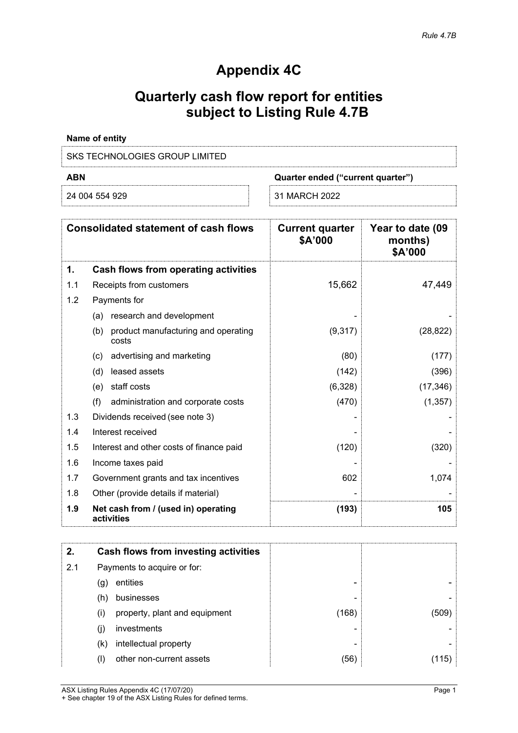*Rule 4.7B*

# Appendix 4C

## Quarterly cash flow report for entities subject to Listing Rule 4.7B

**Name of entity**

SKS TECHNOLOGIES GROUP LIMITED

| ABN | Quarter ended ("current quarter") |
|---|---|
| 24 004 554 929 | 31 MARCH 2022 |

| | Consolidated statement of cash flows | Current quarter $A'000 | Year to date (09 months) $A'000 |
|---|---|---|---|
| **1.** | **Cash flows from operating activities** | | |
| 1.1 | Receipts from customers | 15,662 | 47,449 |
| 1.2 | Payments for | | |
| | (a) research and development | - | - |
| | (b) product manufacturing and operating costs | (9,317) | (28,822) |
| | (c) advertising and marketing | (80) | (177) |
| | (d) leased assets | (142) | (396) |
| | (e) staff costs | (6,328) | (17,346) |
| | (f) administration and corporate costs | (470) | (1,357) |
| 1.3 | Dividends received (see note 3) | - | - |
| 1.4 | Interest received | - | - |
| 1.5 | Interest and other costs of finance paid | (120) | (320) |
| 1.6 | Income taxes paid | - | - |
| 1.7 | Government grants and tax incentives | 602 | 1,074 |
| 1.8 | Other (provide details if material) | - | - |
| **1.9** | **Net cash from / (used in) operating activities** | **(193)** | **105** |

| | | | |
|---|---|---|---|
| **2.** | **Cash flows from investing activities** | | |
| 2.1 | Payments to acquire or for: | | |
| | (g) entities | - | - |
| | (h) businesses | - | - |
| | (i) property, plant and equipment | (168) | (509) |
| | (j) investments | - | - |
| | (k) intellectual property | - | - |
| | (l) other non-current assets | (56) | (115) |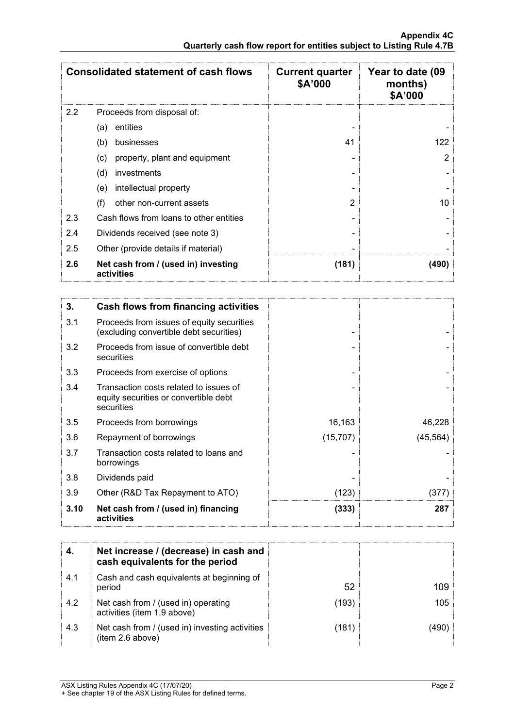| Consolidated statement of cash flows | | Current quarter $A'000 | Year to date (09 months) $A'000 |
|---|---|---|---|
| 2.2 | Proceeds from disposal of: | | |
| | (a) entities | - | - |
| | (b) businesses | 41 | 122 |
| | (c) property, plant and equipment | - | 2 |
| | (d) investments | - | - |
| | (e) intellectual property | - | - |
| | (f) other non-current assets | 2 | 10 |
| 2.3 | Cash flows from loans to other entities | - | - |
| 2.4 | Dividends received (see note 3) | - | - |
| 2.5 | Other (provide details if material) | - | - |
| **2.6** | **Net cash from / (used in) investing activities** | **(181)** | **(490)** |

| **3.** | **Cash flows from financing activities** | | |
|---|---|---|---|
| 3.1 | Proceeds from issues of equity securities (excluding convertible debt securities) | - | - |
| 3.2 | Proceeds from issue of convertible debt securities | - | - |
| 3.3 | Proceeds from exercise of options | - | - |
| 3.4 | Transaction costs related to issues of equity securities or convertible debt securities | - | - |
| 3.5 | Proceeds from borrowings | 16,163 | 46,228 |
| 3.6 | Repayment of borrowings | (15,707) | (45,564) |
| 3.7 | Transaction costs related to loans and borrowings | - | - |
| 3.8 | Dividends paid | - | - |
| 3.9 | Other (R&D Tax Repayment to ATO) | (123) | (377) |
| **3.10** | **Net cash from / (used in) financing activities** | **(333)** | **287** |

| **4.** | **Net increase / (decrease) in cash and cash equivalents for the period** | | |
|---|---|---|---|
| 4.1 | Cash and cash equivalents at beginning of period | 52 | 109 |
| 4.2 | Net cash from / (used in) operating activities (item 1.9 above) | (193) | 105 |
| 4.3 | Net cash from / (used in) investing activities (item 2.6 above) | (181) | (490) |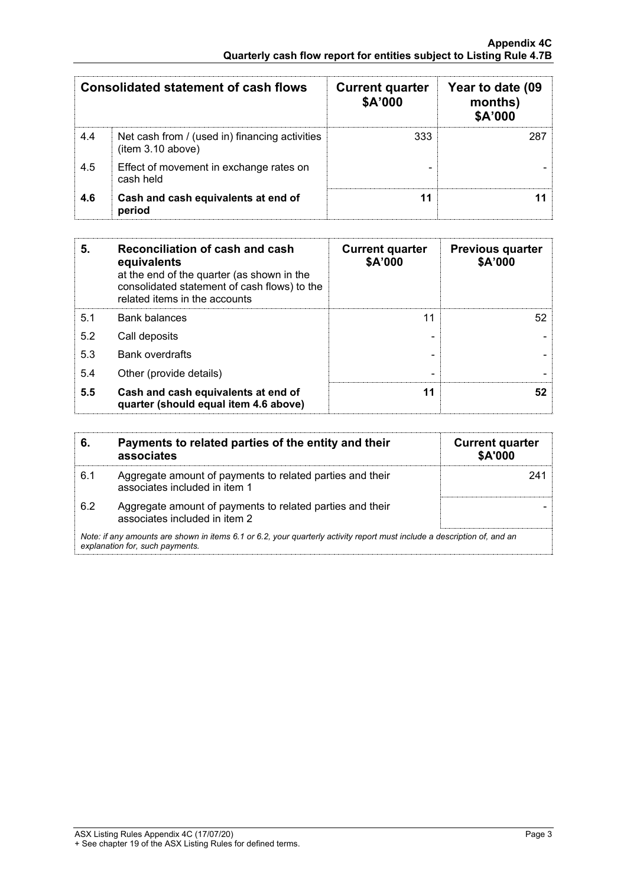| | Consolidated statement of cash flows | Current quarter $A'000 | Year to date (09 months) $A'000 |
|---|---|---|---|
| 4.4 | Net cash from / (used in) financing activities (item 3.10 above) | 333 | 287 |
| 4.5 | Effect of movement in exchange rates on cash held | - | - |
| **4.6** | **Cash and cash equivalents at end of period** | **11** | **11** |

| **5.** | **Reconciliation of cash and cash equivalents** at the end of the quarter (as shown in the consolidated statement of cash flows) to the related items in the accounts | **Current quarter $A'000** | **Previous quarter $A'000** |
|---|---|---|---|
| 5.1 | Bank balances | 11 | 52 |
| 5.2 | Call deposits | - | - |
| 5.3 | Bank overdrafts | - | - |
| 5.4 | Other (provide details) | - | - |
| **5.5** | **Cash and cash equivalents at end of quarter (should equal item 4.6 above)** | **11** | **52** |

| **6.** | **Payments to related parties of the entity and their associates** | **Current quarter $A'000** |
|---|---|---|
| 6.1 | Aggregate amount of payments to related parties and their associates included in item 1 | 241 |
| 6.2 | Aggregate amount of payments to related parties and their associates included in item 2 | - |

*Note: if any amounts are shown in items 6.1 or 6.2, your quarterly activity report must include a description of, and an explanation for, such payments.*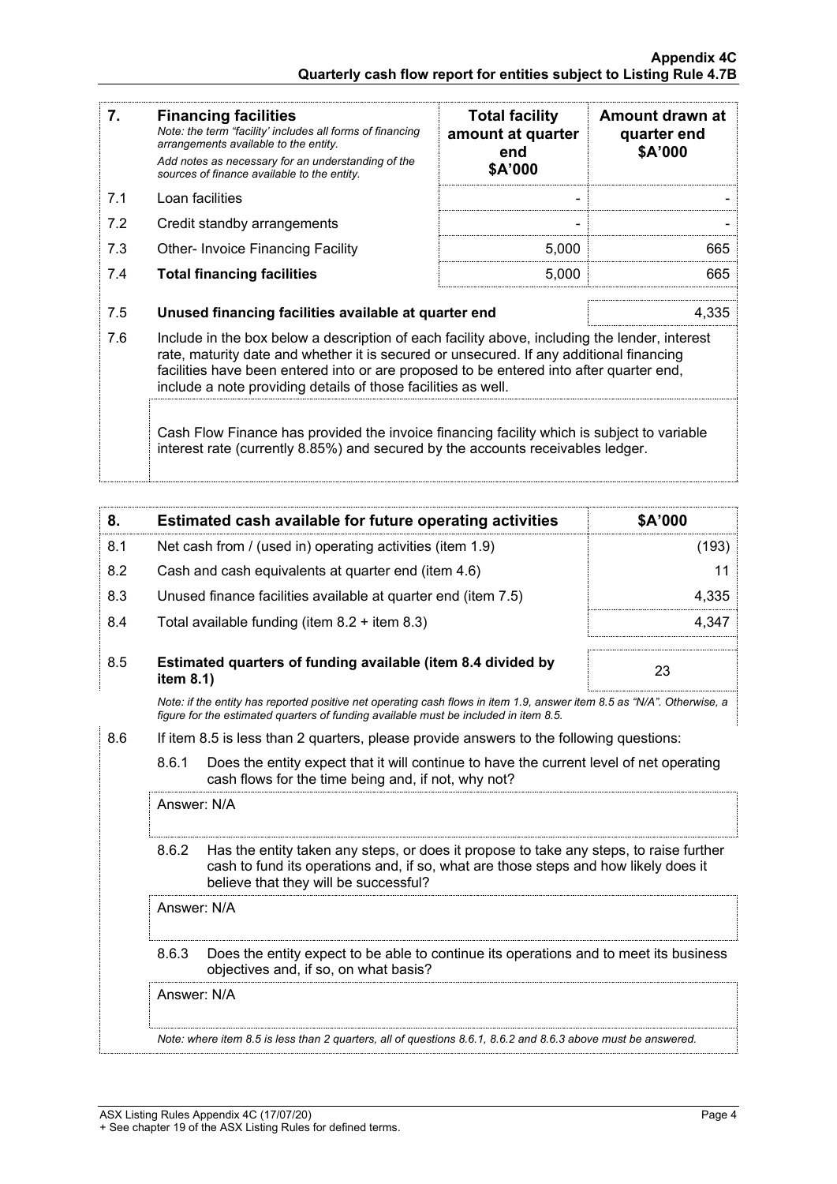| 7. | **Financing facilities**<br>*Note: the term "facility' includes all forms of financing arrangements available to the entity.*<br>*Add notes as necessary for an understanding of the sources of finance available to the entity.* | **Total facility amount at quarter end \$A'000** | **Amount drawn at quarter end \$A'000** |
|---|---|---|---|
| 7.1 | Loan facilities | - | - |
| 7.2 | Credit standby arrangements | - | - |
| 7.3 | Other- Invoice Financing Facility | 5,000 | 665 |
| 7.4 | **Total financing facilities** | 5,000 | 665 |

| | | |
|---|---|---|
| 7.5 | **Unused financing facilities available at quarter end** | 4,335 |

7.6 Include in the box below a description of each facility above, including the lender, interest rate, maturity date and whether it is secured or unsecured. If any additional financing facilities have been entered into or are proposed to be entered into after quarter end, include a note providing details of those facilities as well.

Cash Flow Finance has provided the invoice financing facility which is subject to variable interest rate (currently 8.85%) and secured by the accounts receivables ledger.

| 8. | **Estimated cash available for future operating activities** | **\$A'000** |
|---|---|---|
| 8.1 | Net cash from / (used in) operating activities (item 1.9) | (193) |
| 8.2 | Cash and cash equivalents at quarter end (item 4.6) | 11 |
| 8.3 | Unused finance facilities available at quarter end (item 7.5) | 4,335 |
| 8.4 | Total available funding (item 8.2 + item 8.3) | 4,347 |
| 8.5 | **Estimated quarters of funding available (item 8.4 divided by item 8.1)** | 23 |

*Note: if the entity has reported positive net operating cash flows in item 1.9, answer item 8.5 as "N/A". Otherwise, a figure for the estimated quarters of funding available must be included in item 8.5.*

8.6 If item 8.5 is less than 2 quarters, please provide answers to the following questions:

8.6.1 Does the entity expect that it will continue to have the current level of net operating cash flows for the time being and, if not, why not?

Answer: N/A

8.6.2 Has the entity taken any steps, or does it propose to take any steps, to raise further cash to fund its operations and, if so, what are those steps and how likely does it believe that they will be successful?

Answer: N/A

8.6.3 Does the entity expect to be able to continue its operations and to meet its business objectives and, if so, on what basis?

Answer: N/A

*Note: where item 8.5 is less than 2 quarters, all of questions 8.6.1, 8.6.2 and 8.6.3 above must be answered.*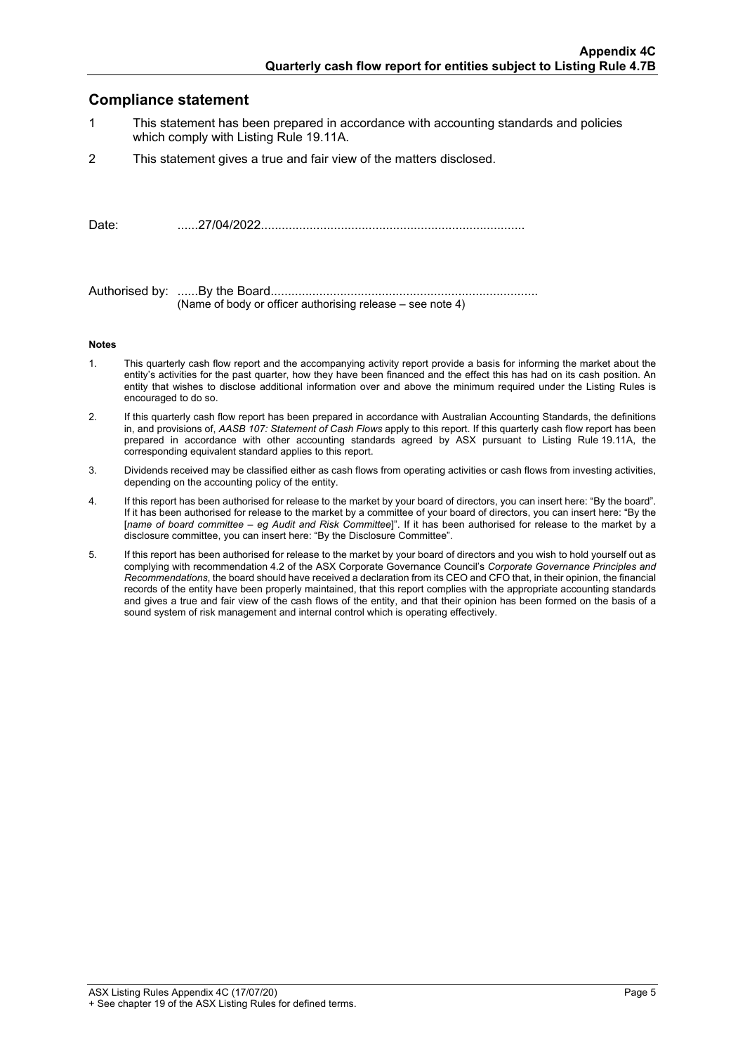## Compliance statement

1 This statement has been prepared in accordance with accounting standards and policies which comply with Listing Rule 19.11A.

2 This statement gives a true and fair view of the matters disclosed.

Date: ......27/04/2022...........................................................................

Authorised by: ......By the Board............................................................................
(Name of body or officer authorising release – see note 4)

**Notes**

1. This quarterly cash flow report and the accompanying activity report provide a basis for informing the market about the entity's activities for the past quarter, how they have been financed and the effect this has had on its cash position. An entity that wishes to disclose additional information over and above the minimum required under the Listing Rules is encouraged to do so.

2. If this quarterly cash flow report has been prepared in accordance with Australian Accounting Standards, the definitions in, and provisions of, *AASB 107: Statement of Cash Flows* apply to this report. If this quarterly cash flow report has been prepared in accordance with other accounting standards agreed by ASX pursuant to Listing Rule 19.11A, the corresponding equivalent standard applies to this report.

3. Dividends received may be classified either as cash flows from operating activities or cash flows from investing activities, depending on the accounting policy of the entity.

4. If this report has been authorised for release to the market by your board of directors, you can insert here: "By the board". If it has been authorised for release to the market by a committee of your board of directors, you can insert here: "By the [*name of board committee – eg Audit and Risk Committee*]". If it has been authorised for release to the market by a disclosure committee, you can insert here: "By the Disclosure Committee".

5. If this report has been authorised for release to the market by your board of directors and you wish to hold yourself out as complying with recommendation 4.2 of the ASX Corporate Governance Council's *Corporate Governance Principles and Recommendations*, the board should have received a declaration from its CEO and CFO that, in their opinion, the financial records of the entity have been properly maintained, that this report complies with the appropriate accounting standards and gives a true and fair view of the cash flows of the entity, and that their opinion has been formed on the basis of a sound system of risk management and internal control which is operating effectively.